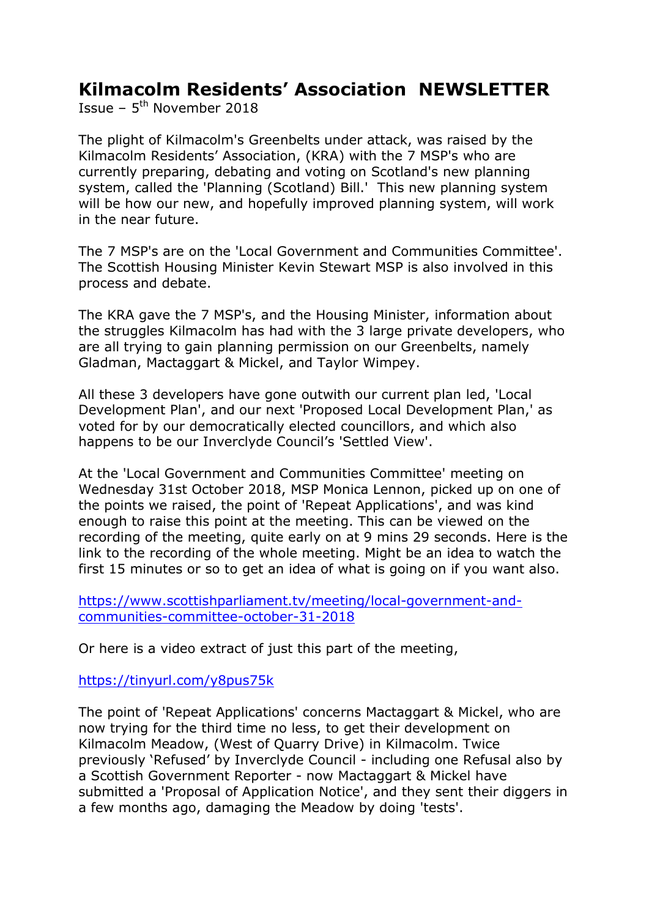# Kilmacolm Residents' Association NEWSLETTER

Issue – 5th November 2018

The plight of Kilmacolm's Greenbelts under attack, was raised by the Kilmacolm Residents' Association, (KRA) with the 7 MSP's who are currently preparing, debating and voting on Scotland's new planning system, called the 'Planning (Scotland) Bill.' This new planning system will be how our new, and hopefully improved planning system, will work in the near future.

The 7 MSP's are on the 'Local Government and Communities Committee'. The Scottish Housing Minister Kevin Stewart MSP is also involved in this process and debate.

The KRA gave the 7 MSP's, and the Housing Minister, information about the struggles Kilmacolm has had with the 3 large private developers, who are all trying to gain planning permission on our Greenbelts, namely Gladman, Mactaggart & Mickel, and Taylor Wimpey.

All these 3 developers have gone outwith our current plan led, 'Local Development Plan', and our next 'Proposed Local Development Plan,' as voted for by our democratically elected councillors, and which also happens to be our Inverclyde Council's 'Settled View'.

At the 'Local Government and Communities Committee' meeting on Wednesday 31st October 2018, MSP Monica Lennon, picked up on one of the points we raised, the point of 'Repeat Applications', and was kind enough to raise this point at the meeting. This can be viewed on the recording of the meeting, quite early on at 9 mins 29 seconds. Here is the link to the recording of the whole meeting. Might be an idea to watch the first 15 minutes or so to get an idea of what is going on if you want also.

https://www.scottishparliament.tv/meeting/local-government-and-communities-committee-october-31-2018

Or here is a video extract of just this part of the meeting,

https://tinyurl.com/y8pus75k

The point of 'Repeat Applications' concerns Mactaggart & Mickel, who are now trying for the third time no less, to get their development on Kilmacolm Meadow, (West of Quarry Drive) in Kilmacolm. Twice previously 'Refused' by Inverclyde Council - including one Refusal also by a Scottish Government Reporter - now Mactaggart & Mickel have submitted a 'Proposal of Application Notice', and they sent their diggers in a few months ago, damaging the Meadow by doing 'tests'.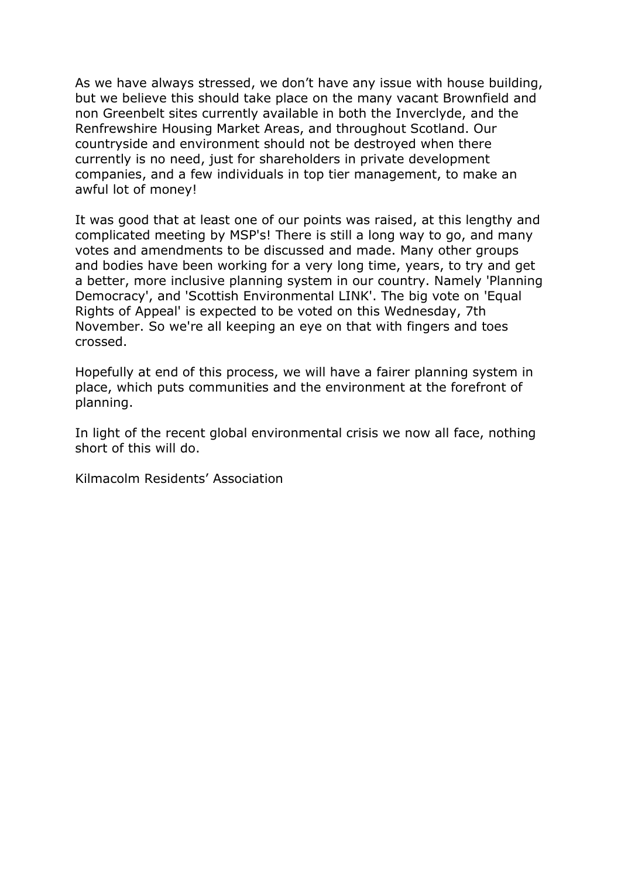As we have always stressed, we don't have any issue with house building, but we believe this should take place on the many vacant Brownfield and non Greenbelt sites currently available in both the Inverclyde, and the Renfrewshire Housing Market Areas, and throughout Scotland. Our countryside and environment should not be destroyed when there currently is no need, just for shareholders in private development companies, and a few individuals in top tier management, to make an awful lot of money!

It was good that at least one of our points was raised, at this lengthy and complicated meeting by MSP's! There is still a long way to go, and many votes and amendments to be discussed and made. Many other groups and bodies have been working for a very long time, years, to try and get a better, more inclusive planning system in our country. Namely 'Planning Democracy', and 'Scottish Environmental LINK'. The big vote on 'Equal Rights of Appeal' is expected to be voted on this Wednesday, 7th November. So we're all keeping an eye on that with fingers and toes crossed.

Hopefully at end of this process, we will have a fairer planning system in place, which puts communities and the environment at the forefront of planning.

In light of the recent global environmental crisis we now all face, nothing short of this will do.

Kilmacolm Residents' Association